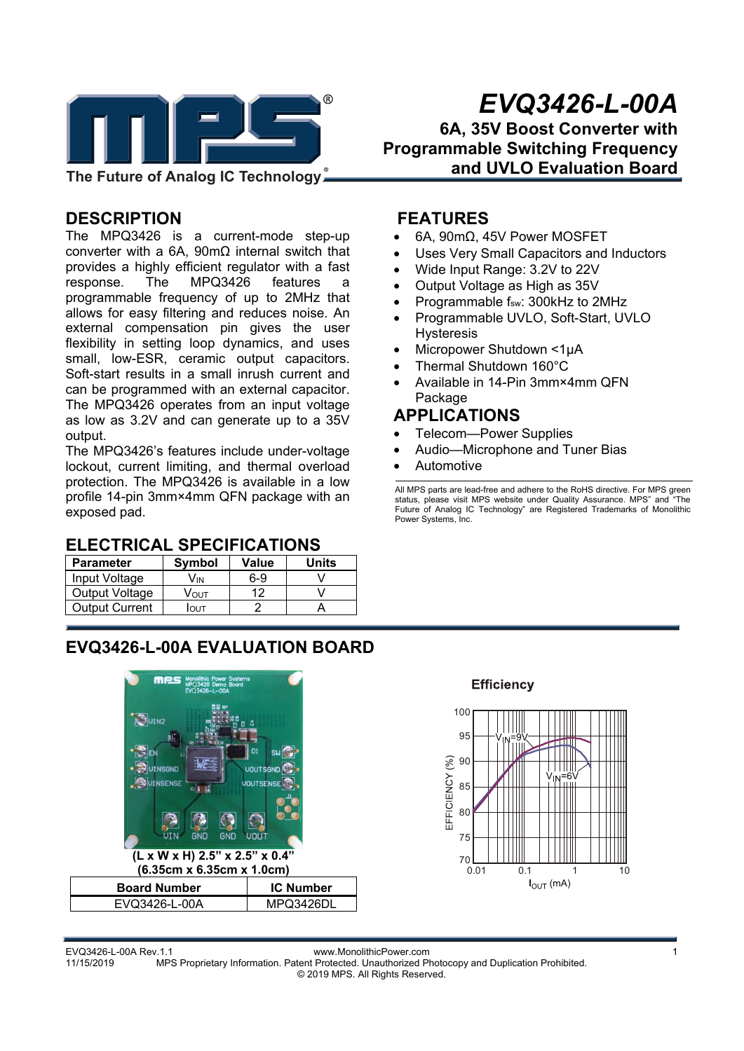# EVQ3426-L-00A

## 6A, 35V Boost Converter with Programmable Switching Frequency and UVLO Evaluation Board

## DESCRIPTION

The MPQ3426 is a current-mode step-up converter with a 6A, 90mΩ internal switch that provides a highly efficient regulator with a fast response. The MPQ3426 features a programmable frequency of up to 2MHz that allows for easy filtering and reduces noise. An external compensation pin gives the user flexibility in setting loop dynamics, and uses small, low-ESR, ceramic output capacitors. Soft-start results in a small inrush current and can be programmed with an external capacitor. The MPQ3426 operates from an input voltage as low as 3.2V and can generate up to a 35V output.

The MPQ3426's features include under-voltage lockout, current limiting, and thermal overload protection. The MPQ3426 is available in a low profile 14-pin 3mm×4mm QFN package with an exposed pad.

## FEATURES

- 6A, 90mΩ, 45V Power MOSFET
- Uses Very Small Capacitors and Inductors
- Wide Input Range: 3.2V to 22V
- Output Voltage as High as 35V
- Programmable $f_{SW}$: 300kHz to 2MHz
- Programmable UVLO, Soft-Start, UVLO Hysteresis
- Micropower Shutdown <1μA
- Thermal Shutdown 160°C
- Available in 14-Pin 3mm×4mm QFN Package

## APPLICATIONS

- Telecom—Power Supplies
- Audio—Microphone and Tuner Bias
- Automotive

All MPS parts are lead-free and adhere to the RoHS directive. For MPS green status, please visit MPS website under Quality Assurance. MPS" and "The Future of Analog IC Technology" are Registered Trademarks of Monolithic Power Systems, Inc.

## ELECTRICAL SPECIFICATIONS

| Parameter | Symbol | Value | Units |
|---|---|---|---|
| Input Voltage | $V_{IN}$ | 6-9 | V |
| Output Voltage | $V_{OUT}$ | 12 | V |
| Output Current | $I_{OUT}$ | 2 | A |

## EVQ3426-L-00A EVALUATION BOARD

**(L x W x H) 2.5" x 2.5" x 0.4"**
**(6.35cm x 6.35cm x 1.0cm)**

| Board Number | IC Number |
|---|---|
| EVQ3426-L-00A | MPQ3426DL |

**Efficiency**

EFFICIENCY (%) vs. $I_{OUT}$ (mA); $V_{IN}$=9V, $V_{IN}$=6V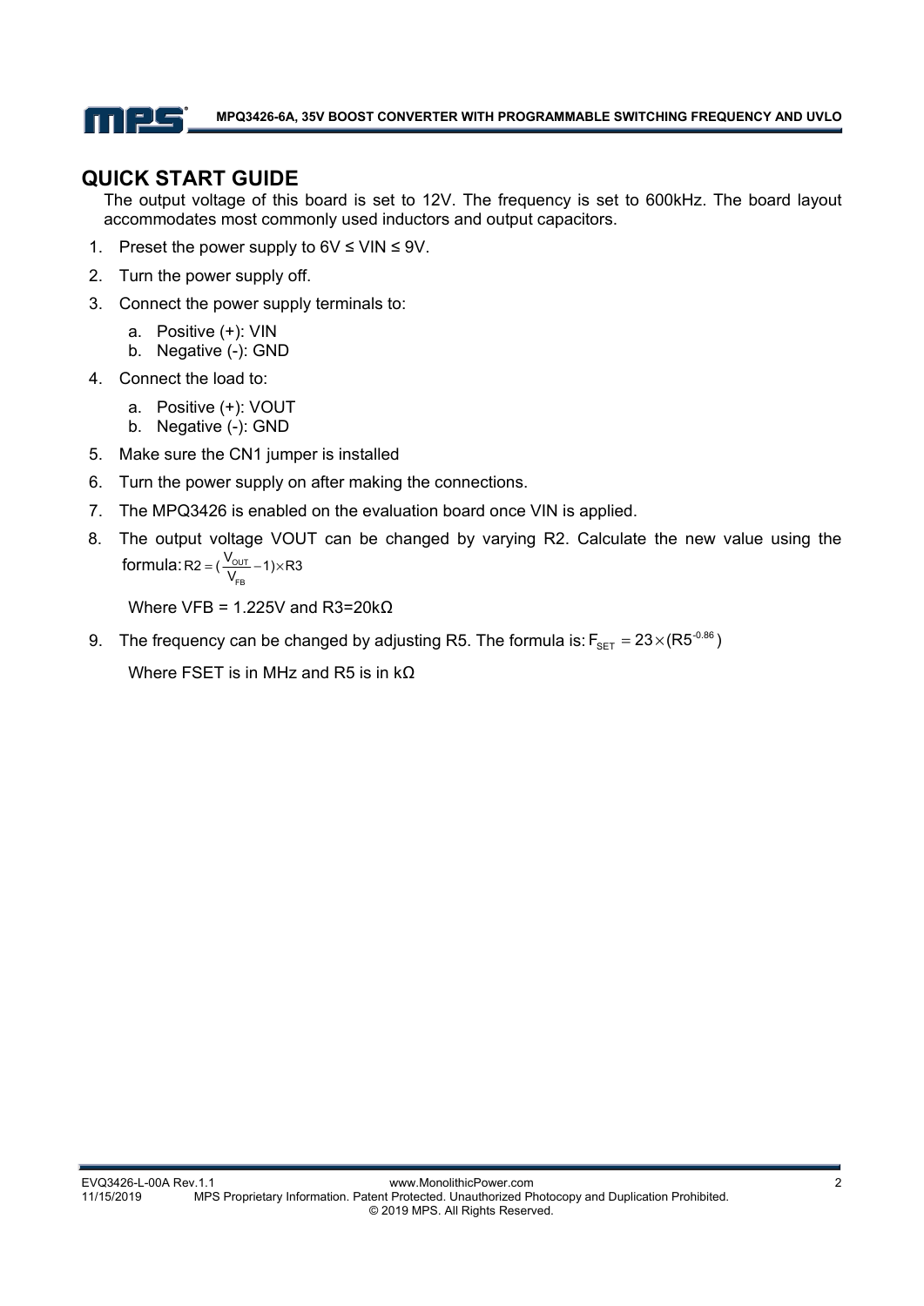## QUICK START GUIDE

The output voltage of this board is set to 12V. The frequency is set to 600kHz. The board layout accommodates most commonly used inductors and output capacitors.

1. Preset the power supply to 6V ≤ VIN ≤ 9V.
2. Turn the power supply off.
3. Connect the power supply terminals to:
   a. Positive (+): VIN
   b. Negative (-): GND
4. Connect the load to:
   a. Positive (+): VOUT
   b. Negative (-): GND
5. Make sure the CN1 jumper is installed
6. Turn the power supply on after making the connections.
7. The MPQ3426 is enabled on the evaluation board once VIN is applied.
8. The output voltage VOUT can be changed by varying R2. Calculate the new value using the formula: $R2 = (\frac{V_{OUT}}{V_{FB}} - 1) \times R3$

   Where VFB = 1.225V and R3=20kΩ

9. The frequency can be changed by adjusting R5. The formula is: $F_{SET} = 23 \times (R5^{-0.86})$

   Where FSET is in MHz and R5 is in kΩ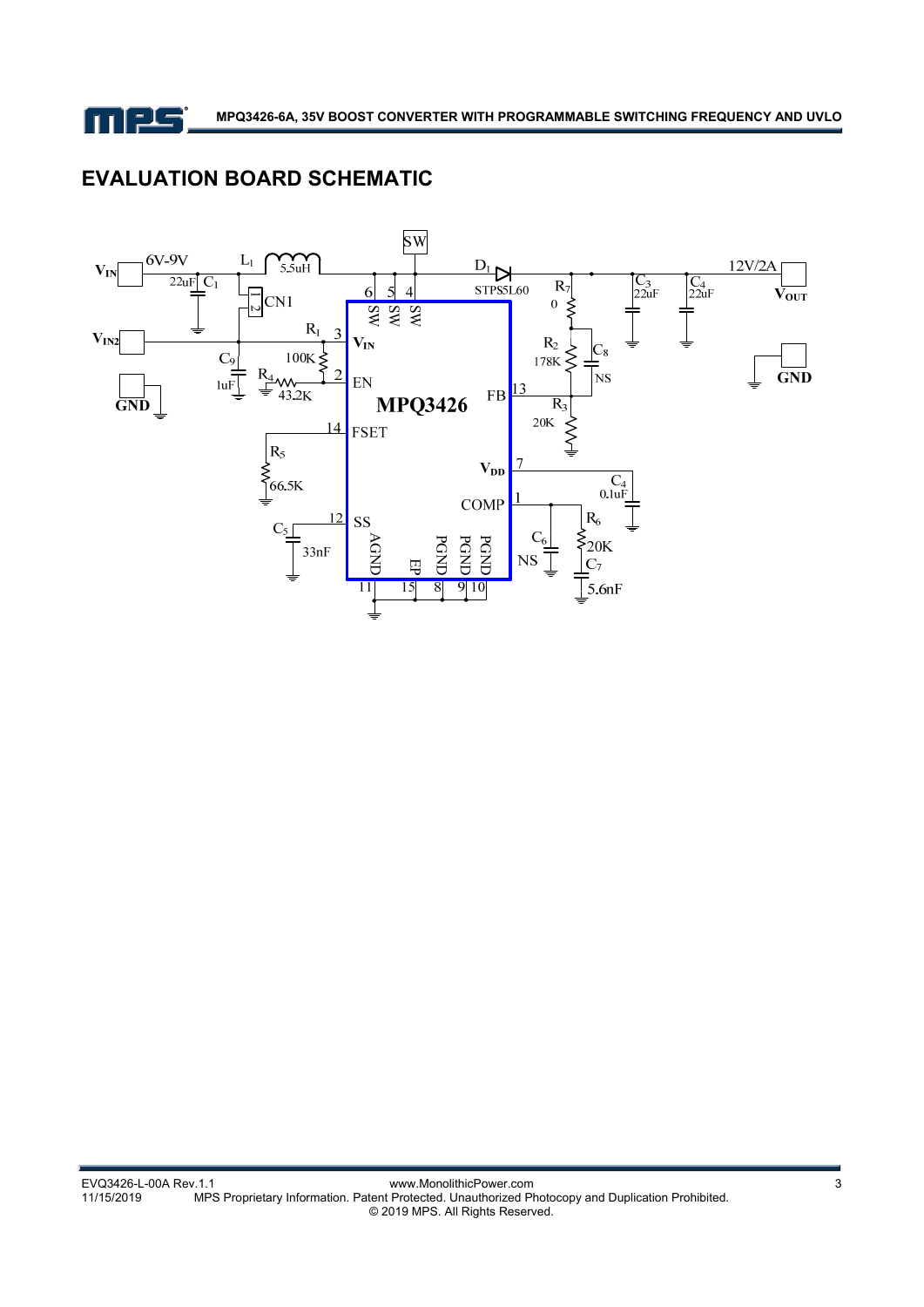## EVALUATION BOARD SCHEMATIC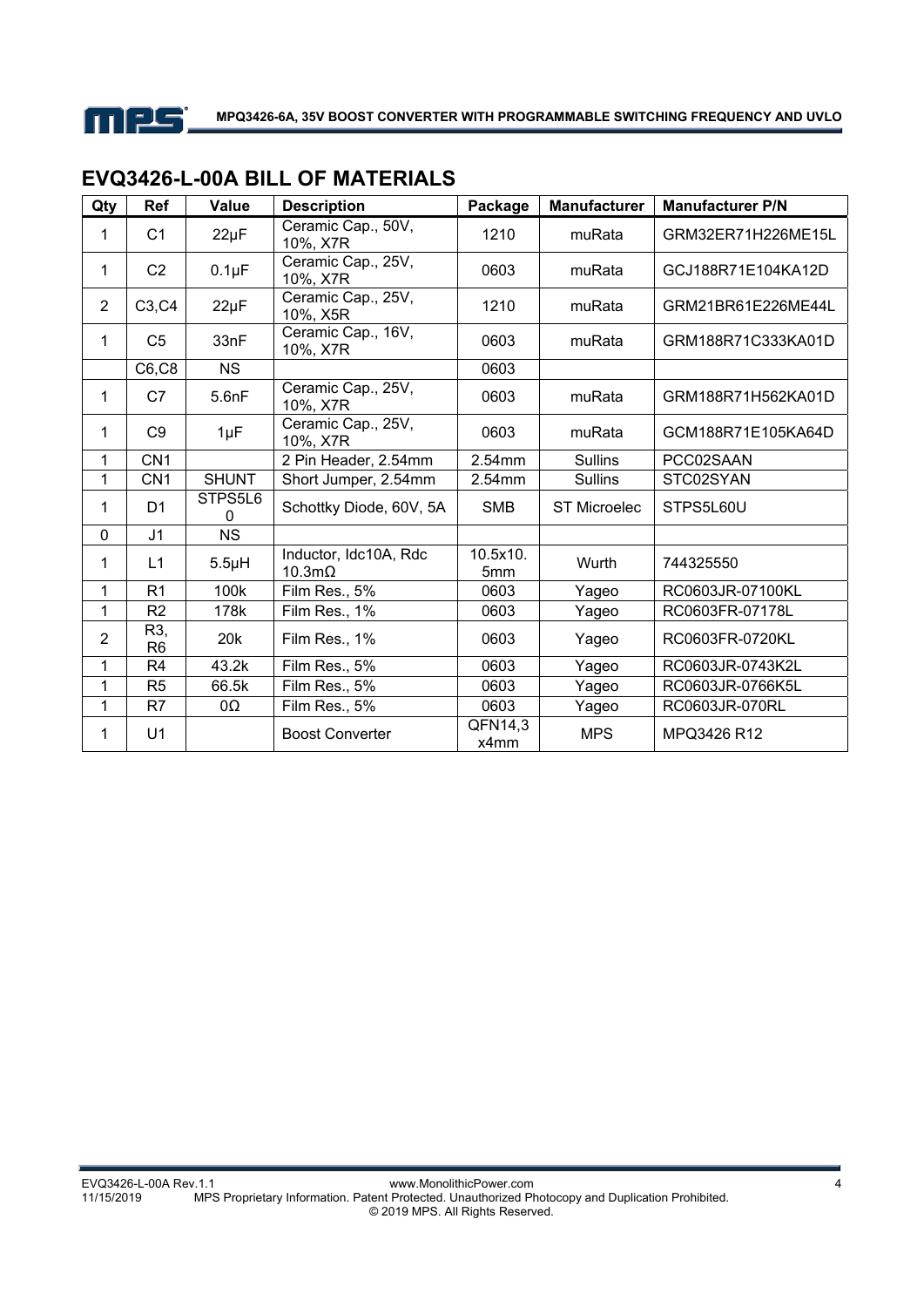## EVQ3426-L-00A BILL OF MATERIALS

| Qty | Ref | Value | Description | Package | Manufacturer | Manufacturer P/N |
|---|---|---|---|---|---|---|
| 1 | C1 | 22µF | Ceramic Cap., 50V, 10%, X7R | 1210 | muRata | GRM32ER71H226ME15L |
| 1 | C2 | 0.1µF | Ceramic Cap., 25V, 10%, X7R | 0603 | muRata | GCJ188R71E104KA12D |
| 2 | C3,C4 | 22µF | Ceramic Cap., 25V, 10%, X5R | 1210 | muRata | GRM21BR61E226ME44L |
| 1 | C5 | 33nF | Ceramic Cap., 16V, 10%, X7R | 0603 | muRata | GRM188R71C333KA01D |
| | C6,C8 | NS | | 0603 | | |
| 1 | C7 | 5.6nF | Ceramic Cap., 25V, 10%, X7R | 0603 | muRata | GRM188R71H562KA01D |
| 1 | C9 | 1µF | Ceramic Cap., 25V, 10%, X7R | 0603 | muRata | GCM188R71E105KA64D |
| 1 | CN1 | | 2 Pin Header, 2.54mm | 2.54mm | Sullins | PCC02SAAN |
| 1 | CN1 | SHUNT | Short Jumper, 2.54mm | 2.54mm | Sullins | STC02SYAN |
| 1 | D1 | STPS5L60 | Schottky Diode, 60V, 5A | SMB | ST Microelec | STPS5L60U |
| 0 | J1 | NS | | | | |
| 1 | L1 | 5.5µH | Inductor, Idc10A, Rdc 10.3mΩ | 10.5x10.5mm | Wurth | 744325550 |
| 1 | R1 | 100k | Film Res., 5% | 0603 | Yageo | RC0603JR-07100KL |
| 1 | R2 | 178k | Film Res., 1% | 0603 | Yageo | RC0603FR-07178L |
| 2 | R3, R6 | 20k | Film Res., 1% | 0603 | Yageo | RC0603FR-0720KL |
| 1 | R4 | 43.2k | Film Res., 5% | 0603 | Yageo | RC0603JR-0743K2L |
| 1 | R5 | 66.5k | Film Res., 5% | 0603 | Yageo | RC0603JR-0766K5L |
| 1 | R7 | 0Ω | Film Res., 5% | 0603 | Yageo | RC0603JR-070RL |
| 1 | U1 | | Boost Converter | QFN14,3x4mm | MPS | MPQ3426 R12 |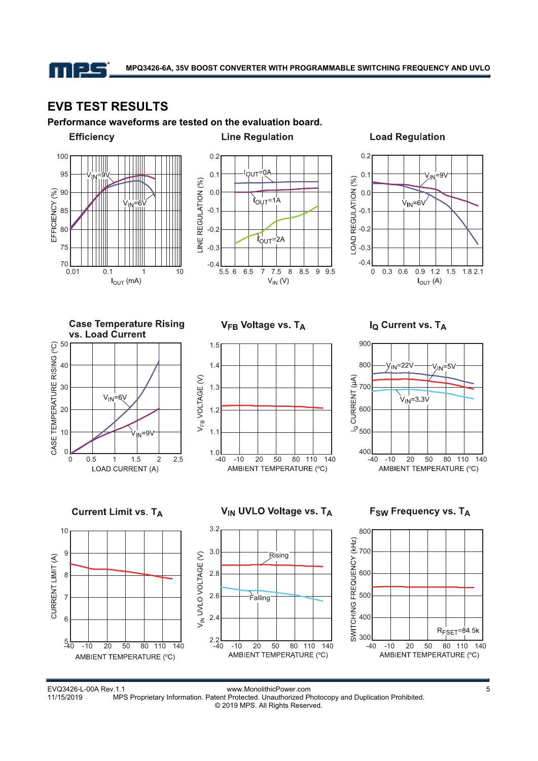## EVB TEST RESULTS

**Performance waveforms are tested on the evaluation board.**

**Efficiency**

$V_{IN}$=9V, $V_{IN}$=6V

EFFICIENCY (%) vs. $I_{OUT}$ (mA)

**Line Regulation**

$I_{OUT}$=0A, $I_{OUT}$=1A, $I_{OUT}$=2A

LINE REGULATION (%) vs. $V_{IN}$ (V)

**Load Regulation**

$V_{IN}$=9V, $V_{IN}$=6V

LOAD REGULATION (%) vs. $I_{OUT}$ (A)

**Case Temperature Rising vs. Load Current**

$V_{IN}$=6V, $V_{IN}$=9V

CASE TEMPERATURE RISING (°C) vs. LOAD CURRENT (A)

**$V_{FB}$ Voltage vs. $T_A$**

$V_{FB}$ VOLTAGE (V) vs. AMBIENT TEMPERATURE (°C)

**$I_Q$ Current vs. $T_A$**

$V_{IN}$=22V, $V_{IN}$=5V, $V_{IN}$=3.3V

$I_Q$ CURRENT (µA) vs. AMBIENT TEMPERATURE (°C)

**Current Limit vs. $T_A$**

CURRENT LIMIT (A) vs. AMBIENT TEMPERATURE (°C)

**$V_{IN}$ UVLO Voltage vs. $T_A$**

Rising, Falling

$V_{IN}$ UVLO VOLTAGE (V) vs. AMBIENT TEMPERATURE (°C)

**$F_{SW}$ Frequency vs. $T_A$**

$R_{FSET}$=84.5k

SWITCHING FREQUENCY (kHz) vs. AMBIENT TEMPERATURE (°C)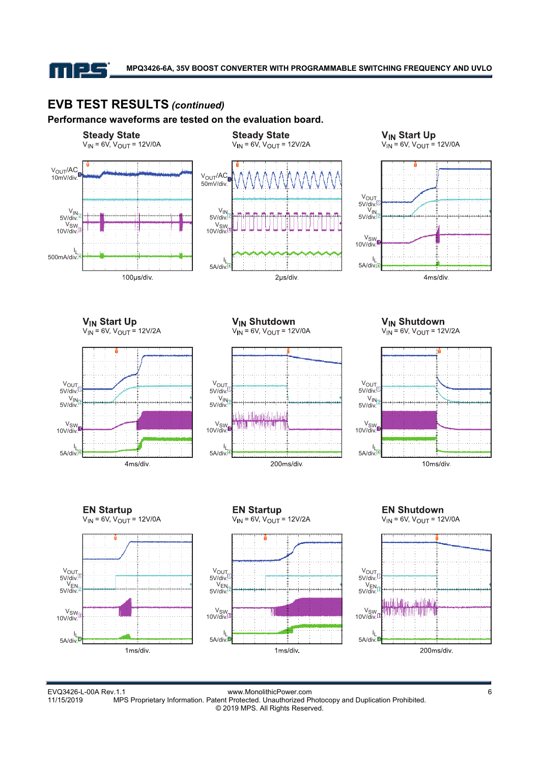## EVB TEST RESULTS *(continued)*

**Performance waveforms are tested on the evaluation board.**

**Steady State**
$V_{IN}$ = 6V, $V_{OUT}$ = 12V/0A

$V_{OUT}$/AC 10mV/div.
$V_{IN}$ 5V/div.
$V_{SW}$ 10V/div.
$I_L$ 500mA/div.
100μs/div.

**Steady State**
$V_{IN}$ = 6V, $V_{OUT}$ = 12V/2A

$V_{OUT}$/AC 50mV/div.
$V_{IN}$ 5V/div.
$V_{SW}$ 10V/div.
$I_L$ 5A/div.
2μs/div.

**$V_{IN}$ Start Up**
$V_{IN}$ = 6V, $V_{OUT}$ = 12V/0A

$V_{OUT}$ 5V/div.
$V_{IN}$ 5V/div.
$V_{SW}$ 10V/div.
$I_L$ 5A/div.
4ms/div.

**$V_{IN}$ Start Up**
$V_{IN}$ = 6V, $V_{OUT}$ = 12V/2A

$V_{OUT}$ 5V/div.
$V_{IN}$ 5V/div.
$V_{SW}$ 10V/div.
$I_L$ 5A/div.
4ms/div.

**$V_{IN}$ Shutdown**
$V_{IN}$ = 6V, $V_{OUT}$ = 12V/0A

$V_{OUT}$ 5V/div.
$V_{IN}$ 5V/div.
$V_{SW}$ 10V/div.
$I_L$ 5A/div.
200ms/div.

**$V_{IN}$ Shutdown**
$V_{IN}$ = 6V, $V_{OUT}$ = 12V/2A

$V_{OUT}$ 5V/div.
$V_{IN}$ 5V/div.
$V_{SW}$ 10V/div.
$I_L$ 5A/div.
10ms/div.

**EN Startup**
$V_{IN}$ = 6V, $V_{OUT}$ = 12V/0A

$V_{OUT}$ 5V/div.
$V_{EN}$ 5V/div.
$V_{SW}$ 10V/div.
$I_L$ 5A/div.
1ms/div.

**EN Startup**
$V_{IN}$ = 6V, $V_{OUT}$ = 12V/2A

$V_{OUT}$ 5V/div.
$V_{EN}$ 5V/div.
$V_{SW}$ 10V/div.
$I_L$ 5A/div.
1ms/div.

**EN Shutdown**
$V_{IN}$ = 6V, $V_{OUT}$ = 12V/0A

$V_{OUT}$ 5V/div.
$V_{EN}$ 5V/div.
$V_{SW}$ 10V/div.
$I_L$ 5A/div.
200ms/div.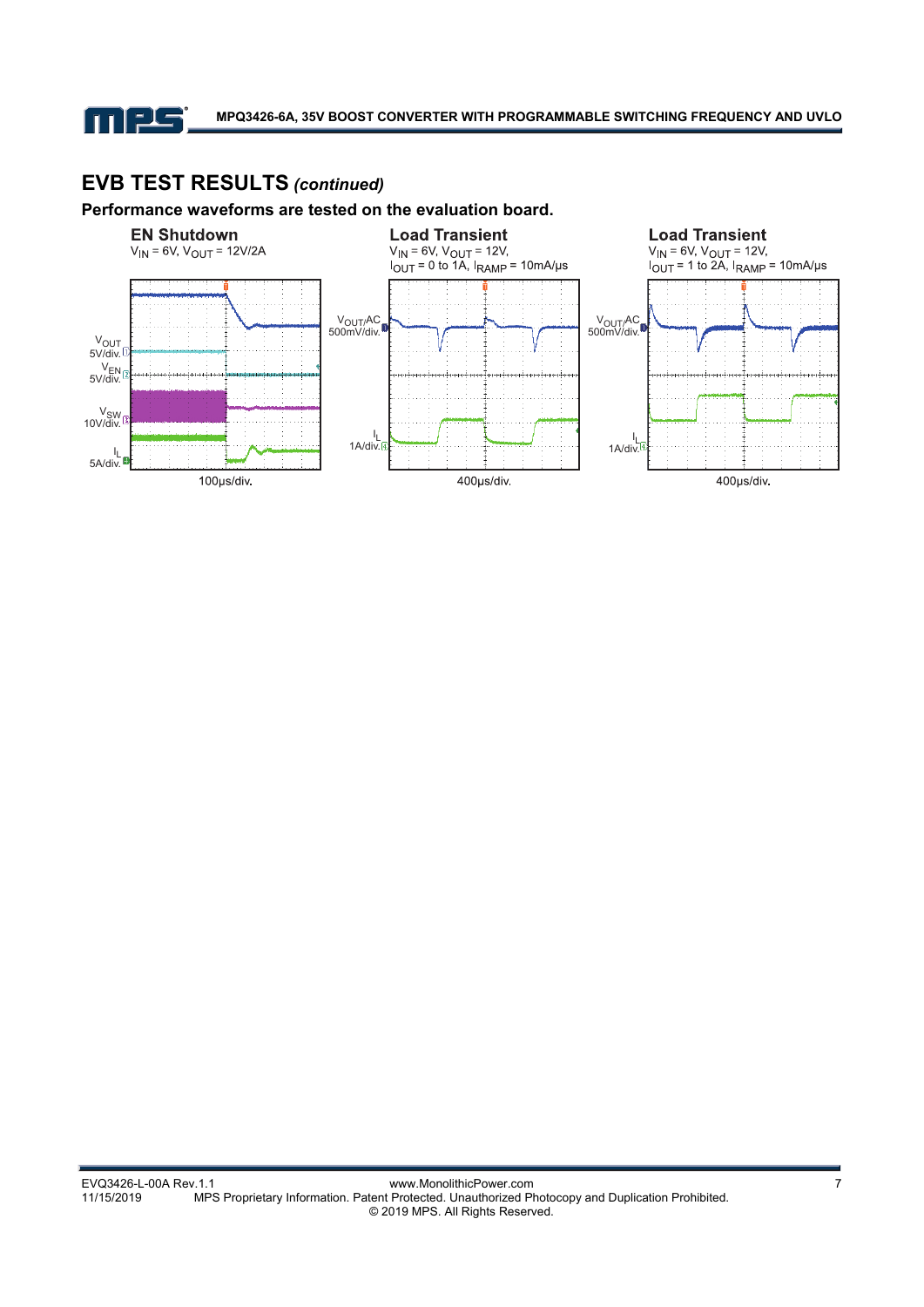## EVB TEST RESULTS *(continued)*

**Performance waveforms are tested on the evaluation board.**

**EN Shutdown**

$V_{IN}$ = 6V, $V_{OUT}$ = 12V/2A

$V_{OUT}$ 5V/div.

$V_{EN}$ 5V/div.

$V_{SW}$ 10V/div.

$I_L$ 5A/div.

100μs/div.

**Load Transient**

$V_{IN}$ = 6V, $V_{OUT}$ = 12V,
$I_{OUT}$ = 0 to 1A, $I_{RAMP}$ = 10mA/μs

$V_{OUT}$/AC 500mV/div.

$I_L$ 1A/div.

400μs/div.

**Load Transient**

$V_{IN}$ = 6V, $V_{OUT}$ = 12V,
$I_{OUT}$ = 1 to 2A, $I_{RAMP}$ = 10mA/μs

$V_{OUT}$/AC 500mV/div.

$I_L$ 1A/div.

400μs/div.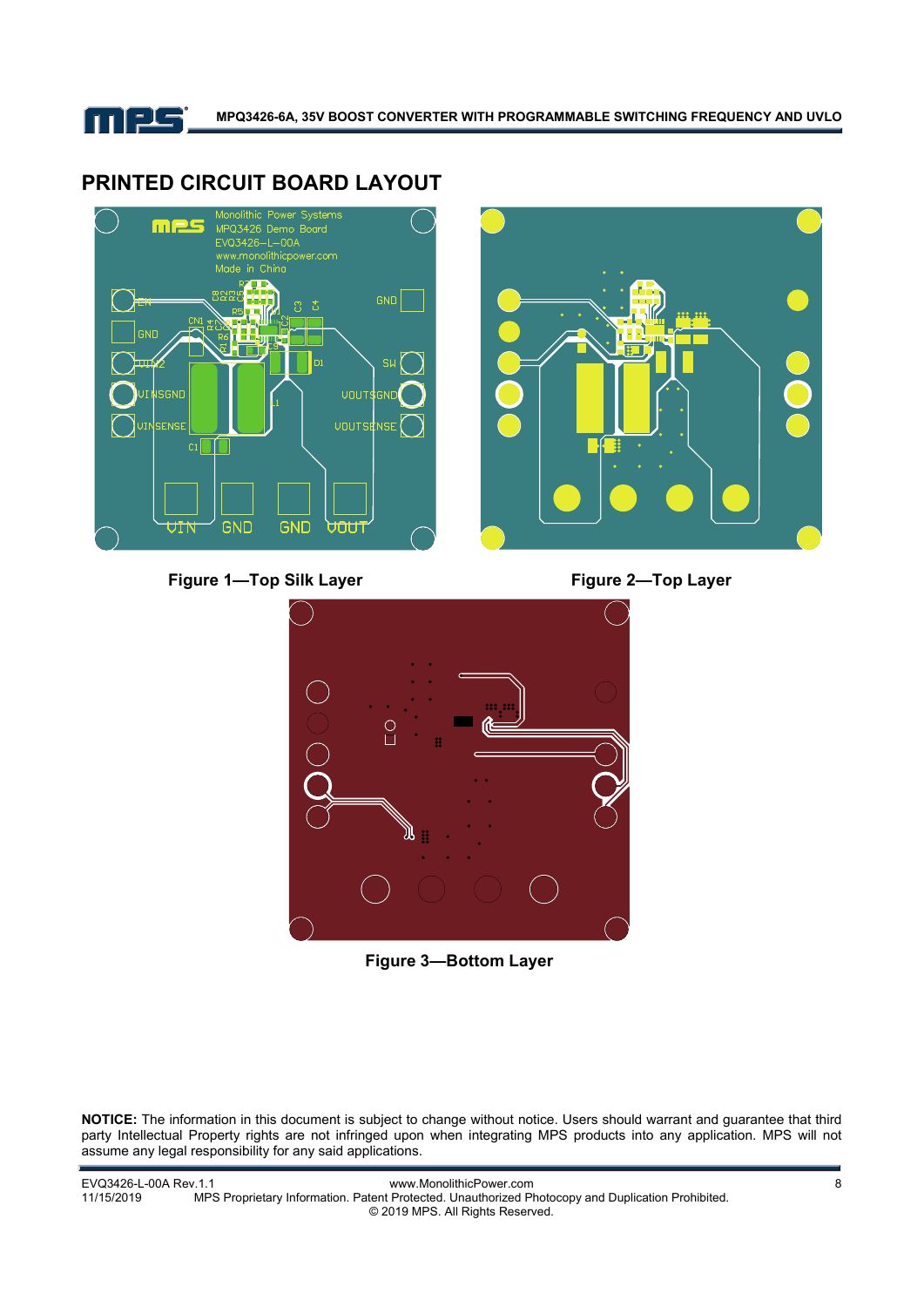## PRINTED CIRCUIT BOARD LAYOUT

Figure 1—Top Silk Layer

Figure 2—Top Layer

Figure 3—Bottom Layer

**NOTICE:** The information in this document is subject to change without notice. Users should warrant and guarantee that third party Intellectual Property rights are not infringed upon when integrating MPS products into any application. MPS will not assume any legal responsibility for any said applications.